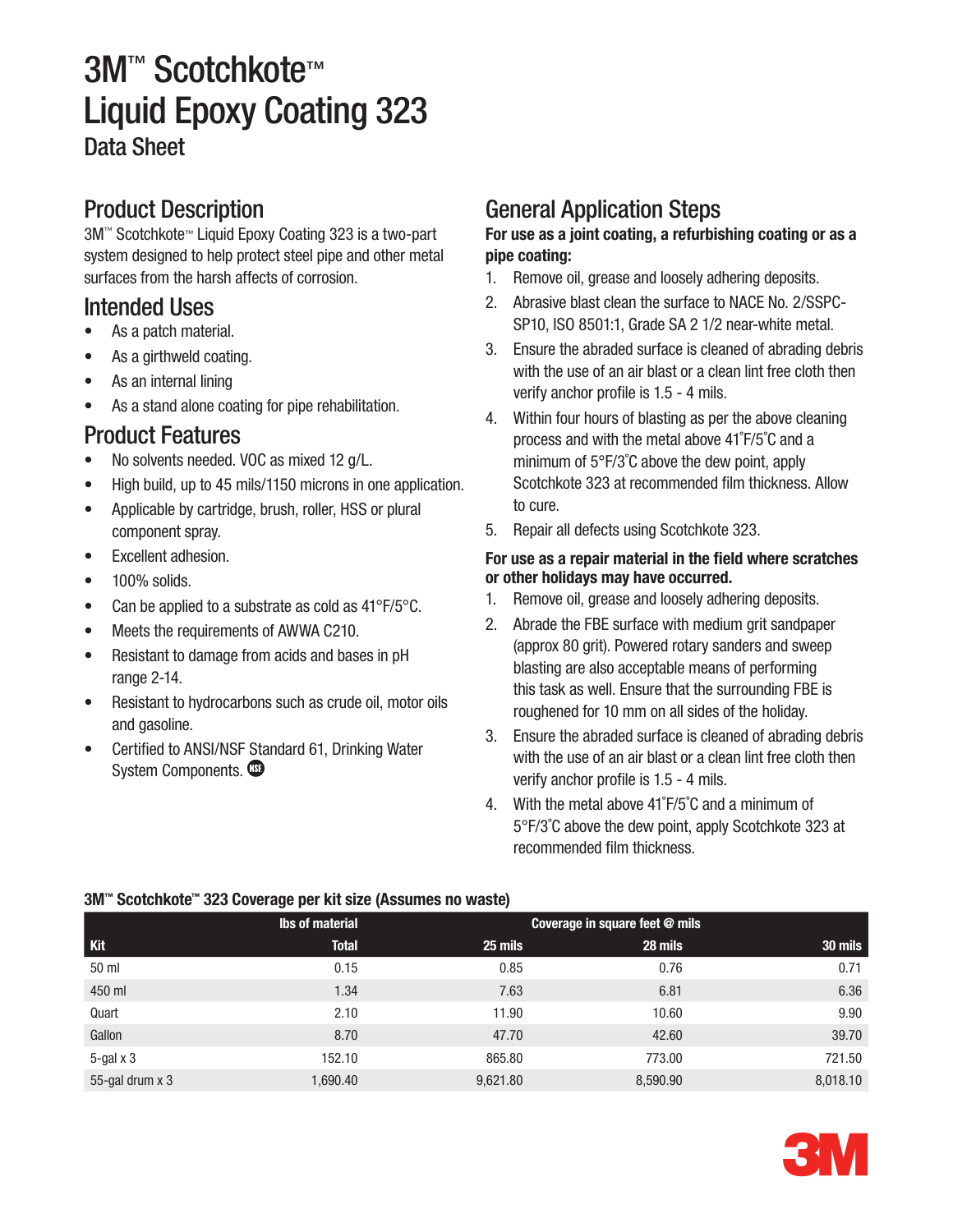# 3M™ Scotchkote™ Liquid Epoxy Coating 323

Data Sheet

## Product Description

3M™ Scotchkote™ Liquid Epoxy Coating 323 is a two-part system designed to help protect steel pipe and other metal surfaces from the harsh affects of corrosion.

## Intended Uses

- As a patch material.
- As a girthweld coating.
- As an internal lining
- As a stand alone coating for pipe rehabilitation.

## Product Features

- No solvents needed. VOC as mixed 12 g/L.
- High build, up to 45 mils/1150 microns in one application.
- Applicable by cartridge, brush, roller, HSS or plural component spray.
- Excellent adhesion.
- 100% solids.
- Can be applied to a substrate as cold as 41°F/5°C.
- Meets the requirements of AWWA C210.
- Resistant to damage from acids and bases in pH range 2-14.
- Resistant to hydrocarbons such as crude oil, motor oils and gasoline.
- Certified to ANSI/NSF Standard 61, Drinking Water System Components.

## General Application Steps

**For use as a joint coating, a refurbishing coating or as a pipe coating:**

1. Remove oil, grease and loosely adhering deposits.
2. Abrasive blast clean the surface to NACE No. 2/SSPC-SP10, ISO 8501:1, Grade SA 2 1/2 near-white metal.
3. Ensure the abraded surface is cleaned of abrading debris with the use of an air blast or a clean lint free cloth then verify anchor profile is 1.5 - 4 mils.
4. Within four hours of blasting as per the above cleaning process and with the metal above 41˚F/5˚C and a minimum of 5°F/3˚C above the dew point, apply Scotchkote 323 at recommended film thickness. Allow to cure.
5. Repair all defects using Scotchkote 323.

**For use as a repair material in the field where scratches or other holidays may have occurred.**

1. Remove oil, grease and loosely adhering deposits.
2. Abrade the FBE surface with medium grit sandpaper (approx 80 grit). Powered rotary sanders and sweep blasting are also acceptable means of performing this task as well. Ensure that the surrounding FBE is roughened for 10 mm on all sides of the holiday.
3. Ensure the abraded surface is cleaned of abrading debris with the use of an air blast or a clean lint free cloth then verify anchor profile is 1.5 - 4 mils.
4. With the metal above 41˚F/5˚C and a minimum of 5°F/3˚C above the dew point, apply Scotchkote 323 at recommended film thickness.

**3M™ Scotchkote™ 323 Coverage per kit size (Assumes no waste)**

| | lbs of material | Coverage in square feet @ mils | | |
|---|---|---|---|---|
| Kit | Total | 25 mils | 28 mils | 30 mils |
| 50 ml | 0.15 | 0.85 | 0.76 | 0.71 |
| 450 ml | 1.34 | 7.63 | 6.81 | 6.36 |
| Quart | 2.10 | 11.90 | 10.60 | 9.90 |
| Gallon | 8.70 | 47.70 | 42.60 | 39.70 |
| 5-gal x 3 | 152.10 | 865.80 | 773.00 | 721.50 |
| 55-gal drum x 3 | 1,690.40 | 9,621.80 | 8,590.90 | 8,018.10 |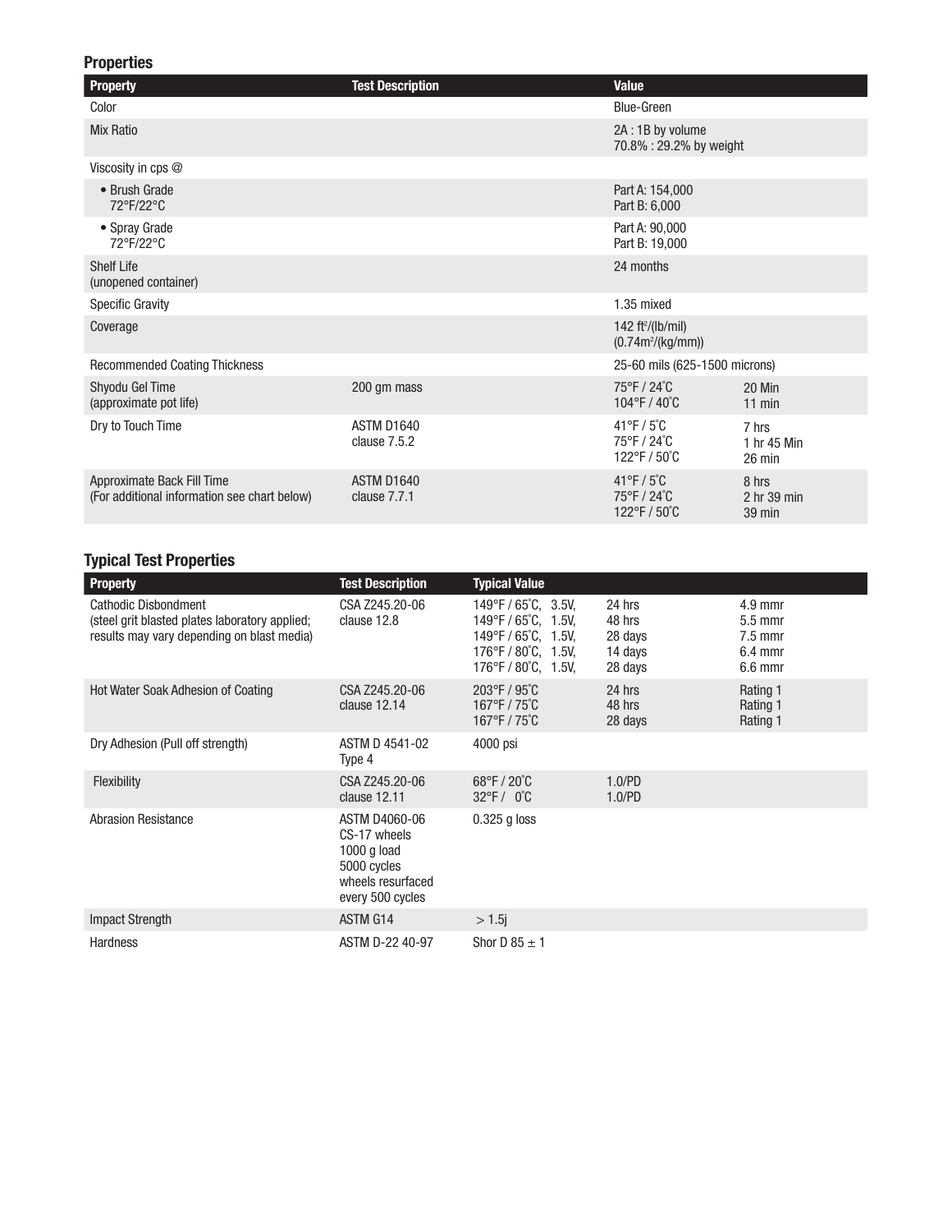## Properties

| Property | Test Description | Value | |
|---|---|---|---|
| Color | | Blue-Green | |
| Mix Ratio | | 2A : 1B by volume<br>70.8% : 29.2% by weight | |
| Viscosity in cps @ | | | |
| • Brush Grade<br>72°F/22°C | | Part A: 154,000<br>Part B: 6,000 | |
| • Spray Grade<br>72°F/22°C | | Part A: 90,000<br>Part B: 19,000 | |
| Shelf Life<br>(unopened container) | | 24 months | |
| Specific Gravity | | 1.35 mixed | |
| Coverage | | 142 ft²/(lb/mil)<br>(0.74m²/(kg/mm)) | |
| Recommended Coating Thickness | | 25-60 mils (625-1500 microns) | |
| Shyodu Gel Time<br>(approximate pot life) | 200 gm mass | 75°F / 24°C<br>104°F / 40°C | 20 Min<br>11 min |
| Dry to Touch Time | ASTM D1640<br>clause 7.5.2 | 41°F / 5°C<br>75°F / 24°C<br>122°F / 50°C | 7 hrs<br>1 hr 45 Min<br>26 min |
| Approximate Back Fill Time<br>(For additional information see chart below) | ASTM D1640<br>clause 7.7.1 | 41°F / 5°C<br>75°F / 24°C<br>122°F / 50°C | 8 hrs<br>2 hr 39 min<br>39 min |

## Typical Test Properties

| Property | Test Description | Typical Value | | |
|---|---|---|---|---|
| Cathodic Disbondment<br>(steel grit blasted plates laboratory applied; results may vary depending on blast media) | CSA Z245.20-06<br>clause 12.8 | 149°F / 65°C, 3.5V,<br>149°F / 65°C, 1.5V,<br>149°F / 65°C, 1.5V,<br>176°F / 80°C, 1.5V,<br>176°F / 80°C, 1.5V, | 24 hrs<br>48 hrs<br>28 days<br>14 days<br>28 days | 4.9 mmr<br>5.5 mmr<br>7.5 mmr<br>6.4 mmr<br>6.6 mmr |
| Hot Water Soak Adhesion of Coating | CSA Z245.20-06<br>clause 12.14 | 203°F / 95°C<br>167°F / 75°C<br>167°F / 75°C | 24 hrs<br>48 hrs<br>28 days | Rating 1<br>Rating 1<br>Rating 1 |
| Dry Adhesion (Pull off strength) | ASTM D 4541-02<br>Type 4 | 4000 psi | | |
| Flexibility | CSA Z245.20-06<br>clause 12.11 | 68°F / 20°C<br>32°F / 0°C | 1.0/PD<br>1.0/PD | |
| Abrasion Resistance | ASTM D4060-06<br>CS-17 wheels<br>1000 g load<br>5000 cycles<br>wheels resurfaced every 500 cycles | 0.325 g loss | | |
| Impact Strength | ASTM G14 | > 1.5j | | |
| Hardness | ASTM D-22 40-97 | Shor D 85 ± 1 | | |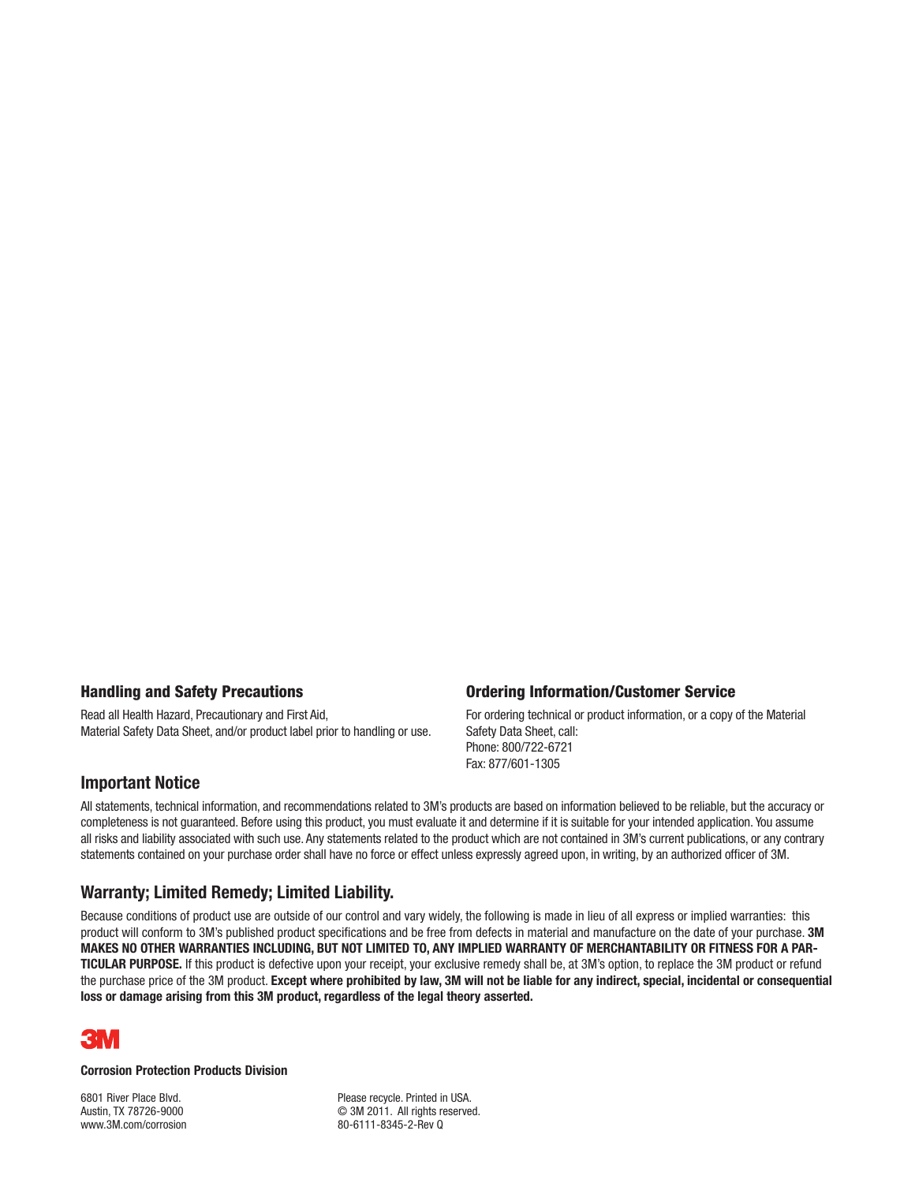## Handling and Safety Precautions

Read all Health Hazard, Precautionary and First Aid, Material Safety Data Sheet, and/or product label prior to handling or use.

## Ordering Information/Customer Service

For ordering technical or product information, or a copy of the Material Safety Data Sheet, call:
Phone: 800/722-6721
Fax: 877/601-1305

## Important Notice

All statements, technical information, and recommendations related to 3M's products are based on information believed to be reliable, but the accuracy or completeness is not guaranteed. Before using this product, you must evaluate it and determine if it is suitable for your intended application. You assume all risks and liability associated with such use. Any statements related to the product which are not contained in 3M's current publications, or any contrary statements contained on your purchase order shall have no force or effect unless expressly agreed upon, in writing, by an authorized officer of 3M.

## Warranty; Limited Remedy; Limited Liability.

Because conditions of product use are outside of our control and vary widely, the following is made in lieu of all express or implied warranties: this product will conform to 3M's published product specifications and be free from defects in material and manufacture on the date of your purchase. **3M MAKES NO OTHER WARRANTIES INCLUDING, BUT NOT LIMITED TO, ANY IMPLIED WARRANTY OF MERCHANTABILITY OR FITNESS FOR A PARTICULAR PURPOSE.** If this product is defective upon your receipt, your exclusive remedy shall be, at 3M's option, to replace the 3M product or refund the purchase price of the 3M product. **Except where prohibited by law, 3M will not be liable for any indirect, special, incidental or consequential loss or damage arising from this 3M product, regardless of the legal theory asserted.**

3M

**Corrosion Protection Products Division**

6801 River Place Blvd.
Austin, TX 78726-9000
www.3M.com/corrosion

Please recycle. Printed in USA.
© 3M 2011. All rights reserved.
80-6111-8345-2-Rev Q